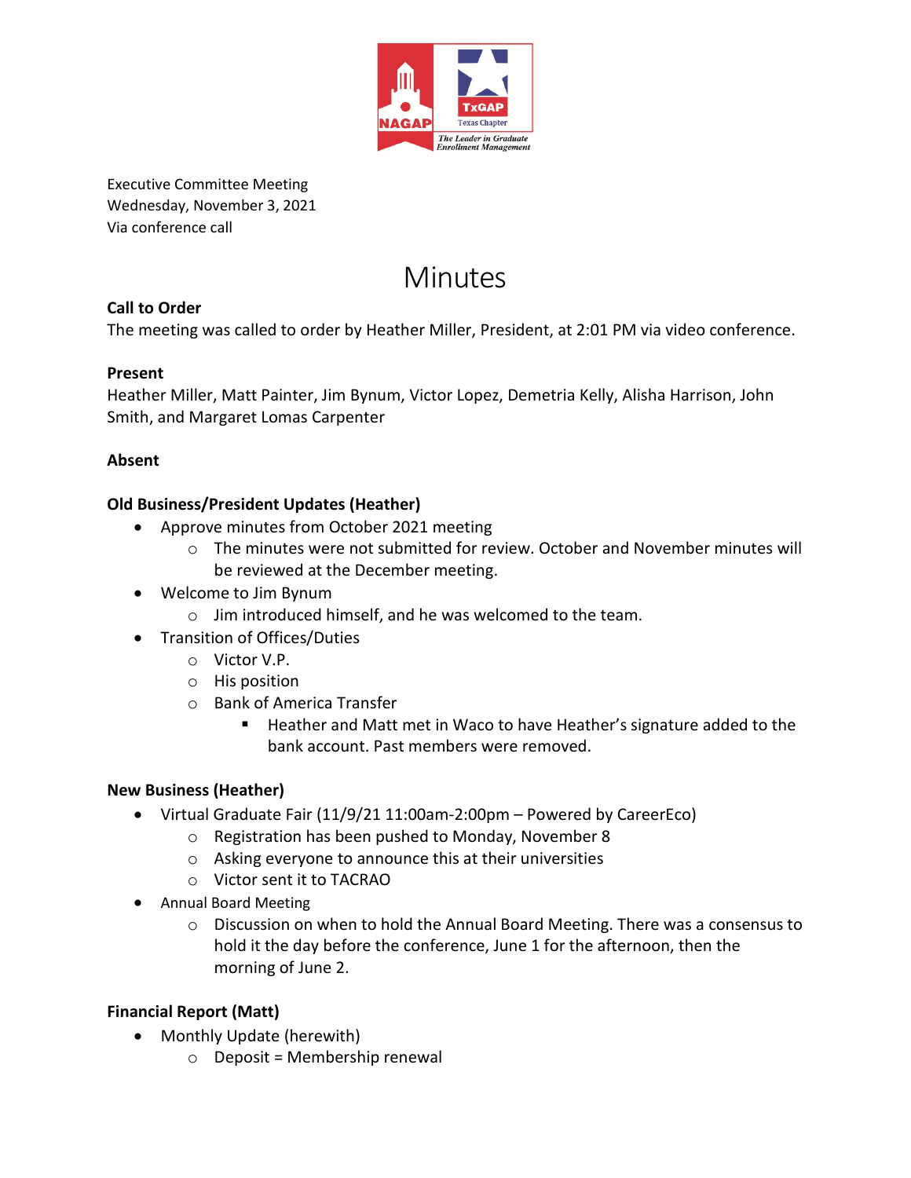Executive Committee Meeting
Wednesday, November 3, 2021
Via conference call

# Minutes

**Call to Order**
The meeting was called to order by Heather Miller, President, at 2:01 PM via video conference.

**Present**
Heather Miller, Matt Painter, Jim Bynum, Victor Lopez, Demetria Kelly, Alisha Harrison, John Smith, and Margaret Lomas Carpenter

**Absent**

**Old Business/President Updates (Heather)**

- Approve minutes from October 2021 meeting
  - The minutes were not submitted for review. October and November minutes will be reviewed at the December meeting.
- Welcome to Jim Bynum
  - Jim introduced himself, and he was welcomed to the team.
- Transition of Offices/Duties
  - Victor V.P.
  - His position
  - Bank of America Transfer
    - Heather and Matt met in Waco to have Heather's signature added to the bank account. Past members were removed.

**New Business (Heather)**

- Virtual Graduate Fair (11/9/21 11:00am-2:00pm – Powered by CareerEco)
  - Registration has been pushed to Monday, November 8
  - Asking everyone to announce this at their universities
  - Victor sent it to TACRAO
- Annual Board Meeting
  - Discussion on when to hold the Annual Board Meeting. There was a consensus to hold it the day before the conference, June 1 for the afternoon, then the morning of June 2.

**Financial Report (Matt)**

- Monthly Update (herewith)
  - Deposit = Membership renewal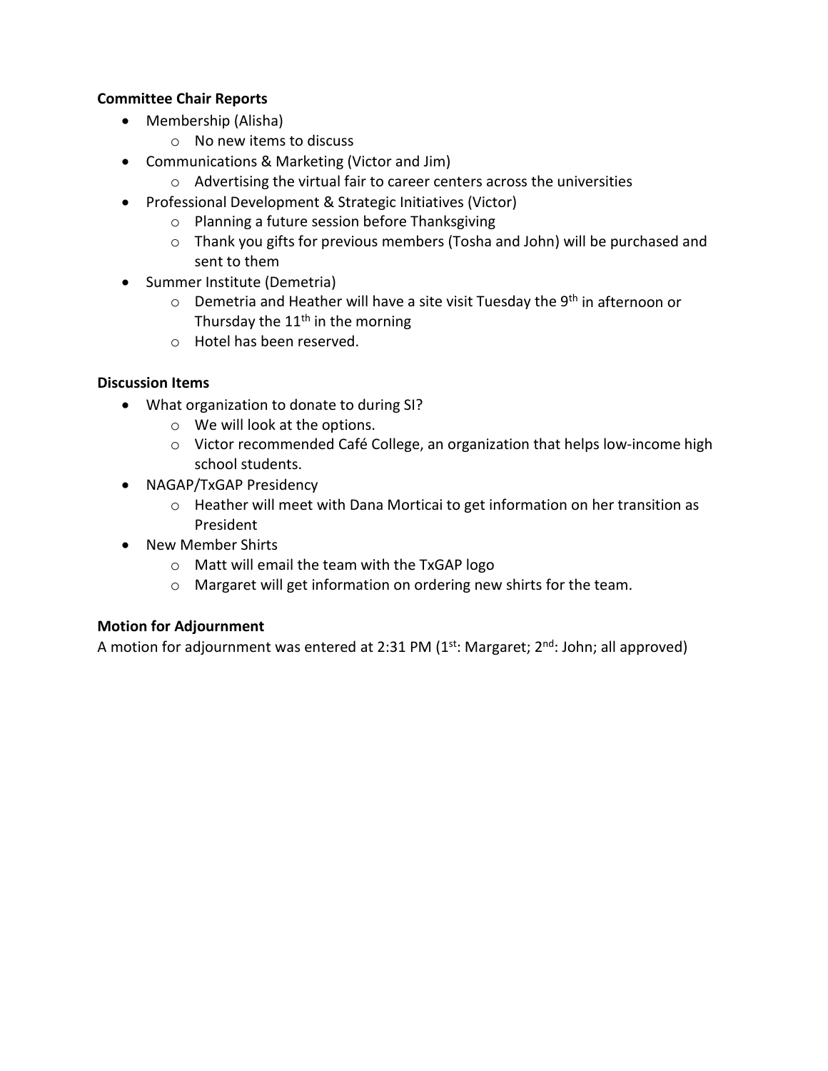**Committee Chair Reports**

- Membership (Alisha)
  - No new items to discuss
- Communications & Marketing (Victor and Jim)
  - Advertising the virtual fair to career centers across the universities
- Professional Development & Strategic Initiatives (Victor)
  - Planning a future session before Thanksgiving
  - Thank you gifts for previous members (Tosha and John) will be purchased and sent to them
- Summer Institute (Demetria)
  - Demetria and Heather will have a site visit Tuesday the 9th in afternoon or Thursday the 11th in the morning
  - Hotel has been reserved.

**Discussion Items**

- What organization to donate to during SI?
  - We will look at the options.
  - Victor recommended Café College, an organization that helps low-income high school students.
- NAGAP/TxGAP Presidency
  - Heather will meet with Dana Morticai to get information on her transition as President
- New Member Shirts
  - Matt will email the team with the TxGAP logo
  - Margaret will get information on ordering new shirts for the team.

**Motion for Adjournment**

A motion for adjournment was entered at 2:31 PM (1st: Margaret; 2nd: John; all approved)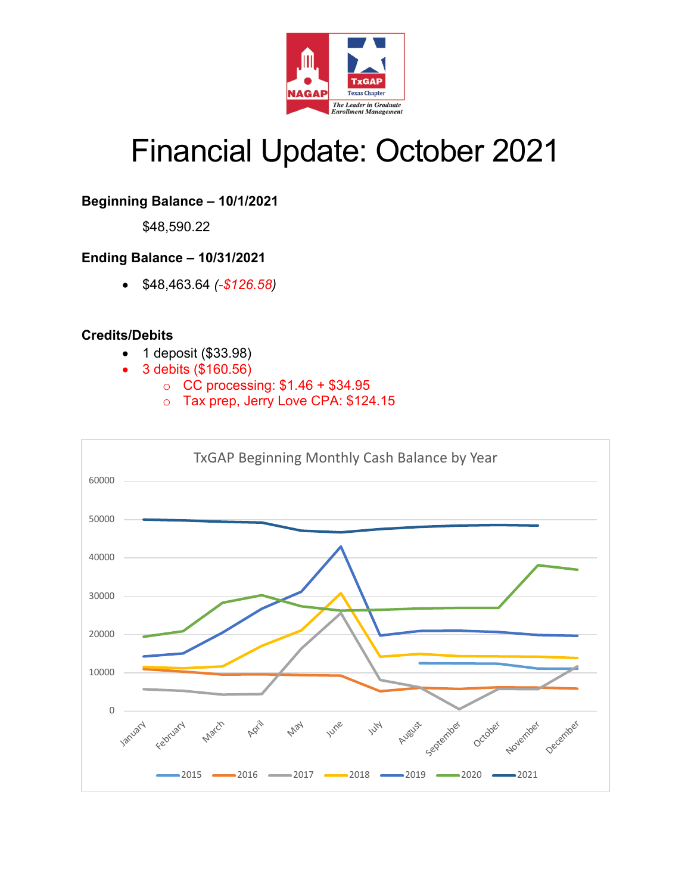# Financial Update: October 2021

**Beginning Balance – 10/1/2021**

$48,590.22

**Ending Balance – 10/31/2021**

- $48,463.64 *(-$126.58)*

**Credits/Debits**

- 1 deposit ($33.98)
- 3 debits ($160.56)
  - CC processing: $1.46 + $34.95
  - Tax prep, Jerry Love CPA: $124.15

TxGAP Beginning Monthly Cash Balance by Year

60000
50000
40000
30000
20000
10000
0

January February March April May June July August September October November December

2015 2016 2017 2018 2019 2020 2021